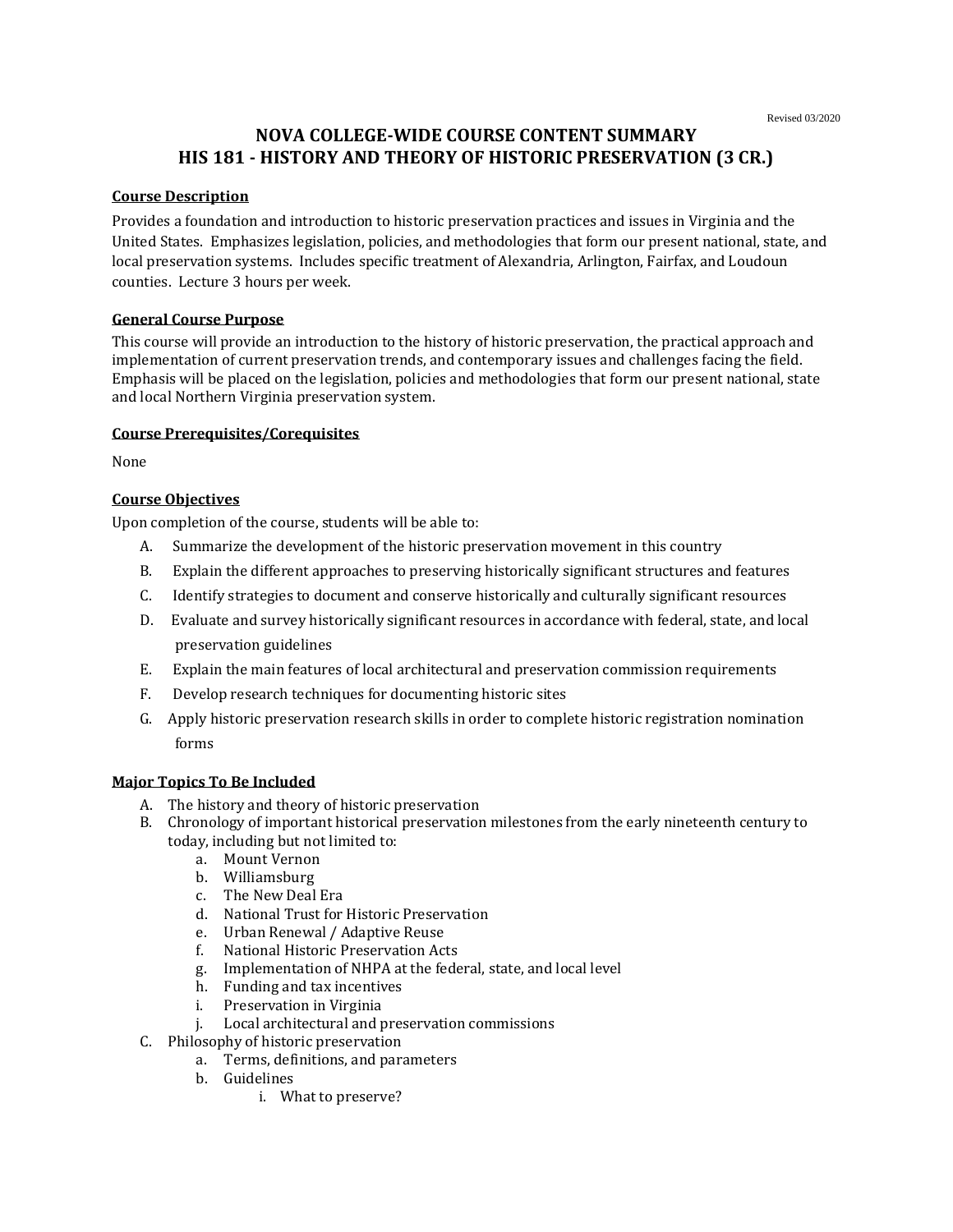Revised 03/2020

# NOVA COLLEGE-WIDE COURSE CONTENT SUMMARY
# HIS 181 - HISTORY AND THEORY OF HISTORIC PRESERVATION (3 CR.)

## Course Description

Provides a foundation and introduction to historic preservation practices and issues in Virginia and the United States. Emphasizes legislation, policies, and methodologies that form our present national, state, and local preservation systems. Includes specific treatment of Alexandria, Arlington, Fairfax, and Loudoun counties. Lecture 3 hours per week.

## General Course Purpose

This course will provide an introduction to the history of historic preservation, the practical approach and implementation of current preservation trends, and contemporary issues and challenges facing the field. Emphasis will be placed on the legislation, policies and methodologies that form our present national, state and local Northern Virginia preservation system.

## Course Prerequisites/Corequisites

None

## Course Objectives

Upon completion of the course, students will be able to:

A. Summarize the development of the historic preservation movement in this country
B. Explain the different approaches to preserving historically significant structures and features
C. Identify strategies to document and conserve historically and culturally significant resources
D. Evaluate and survey historically significant resources in accordance with federal, state, and local preservation guidelines
E. Explain the main features of local architectural and preservation commission requirements
F. Develop research techniques for documenting historic sites
G. Apply historic preservation research skills in order to complete historic registration nomination forms

## Major Topics To Be Included

A. The history and theory of historic preservation
B. Chronology of important historical preservation milestones from the early nineteenth century to today, including but not limited to:
   a. Mount Vernon
   b. Williamsburg
   c. The New Deal Era
   d. National Trust for Historic Preservation
   e. Urban Renewal / Adaptive Reuse
   f. National Historic Preservation Acts
   g. Implementation of NHPA at the federal, state, and local level
   h. Funding and tax incentives
   i. Preservation in Virginia
   j. Local architectural and preservation commissions
C. Philosophy of historic preservation
   a. Terms, definitions, and parameters
   b. Guidelines
      i. What to preserve?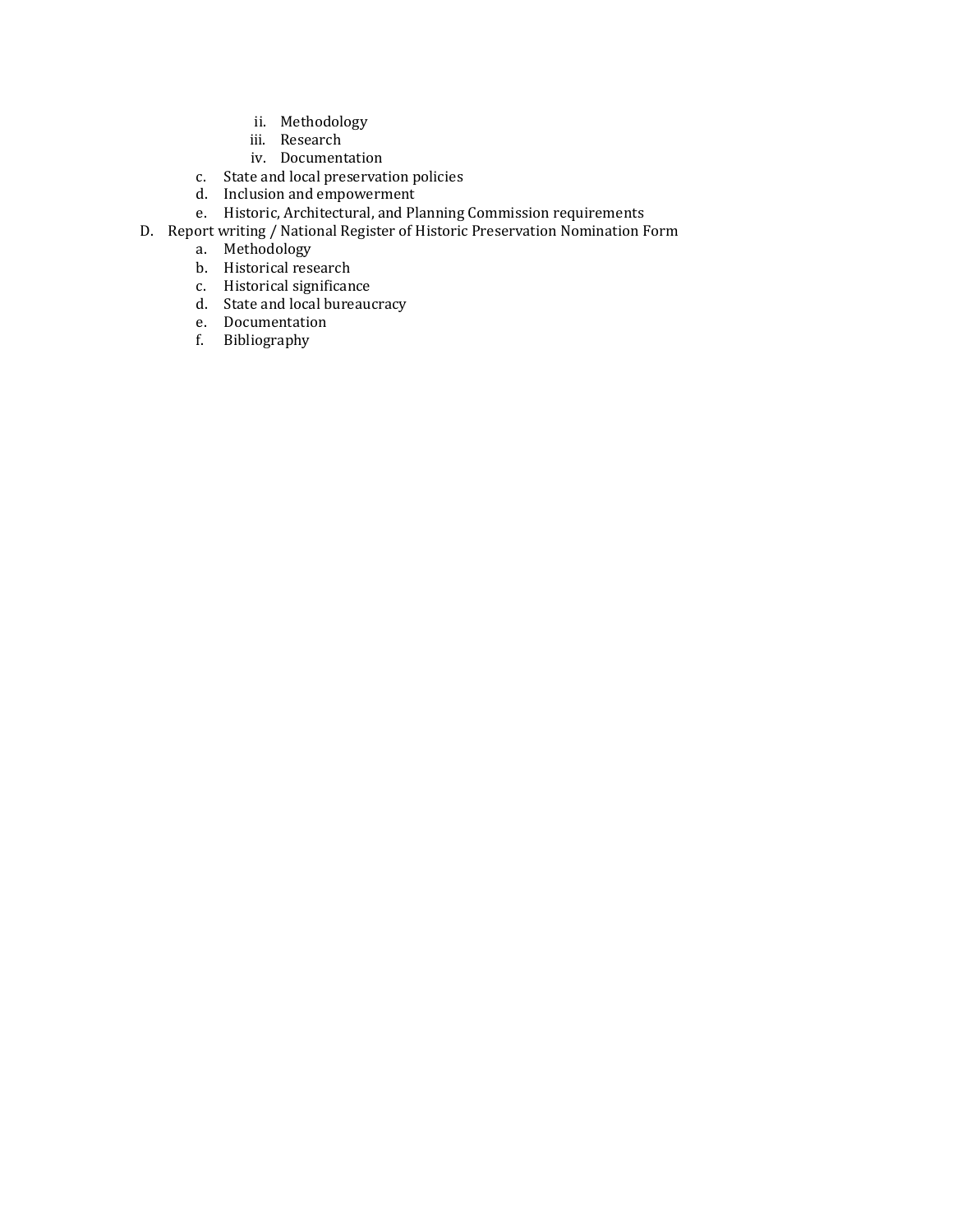- ii. Methodology
- iii. Research
- iv. Documentation

- c. State and local preservation policies
- d. Inclusion and empowerment
- e. Historic, Architectural, and Planning Commission requirements

D. Report writing / National Register of Historic Preservation Nomination Form

- a. Methodology
- b. Historical research
- c. Historical significance
- d. State and local bureaucracy
- e. Documentation
- f. Bibliography